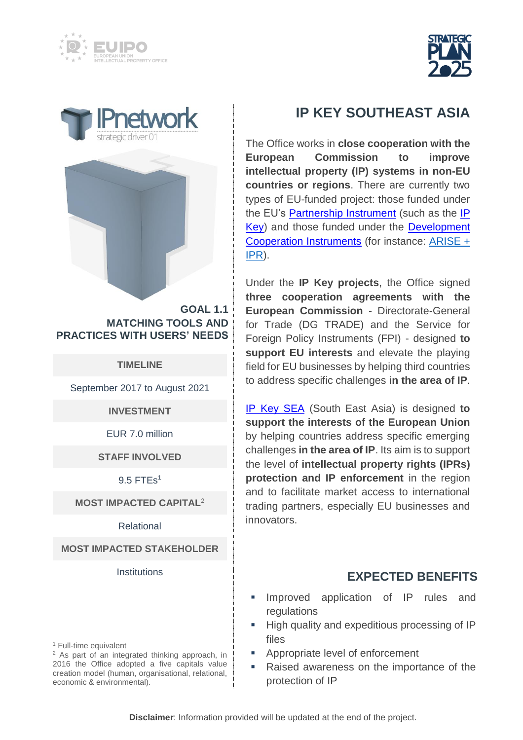IPnetwork

strategic driver 01

## GOAL 1.1 MATCHING TOOLS AND PRACTICES WITH USERS' NEEDS

| TIMELINE |
| --- |
| September 2017 to August 2021 |
| **INVESTMENT** |
| EUR 7.0 million |
| **STAFF INVOLVED** |
| 9.5 FTEs[1] |
| **MOST IMPACTED CAPITAL[2]** |
| Relational |
| **MOST IMPACTED STAKEHOLDER** |
| Institutions |

[1] Full-time equivalent

[2] As part of an integrated thinking approach, in 2016 the Office adopted a five capitals value creation model (human, organisational, relational, economic & environmental).

# IP KEY SOUTHEAST ASIA

The Office works in **close cooperation with the European Commission to improve intellectual property (IP) systems in non-EU countries or regions**. There are currently two types of EU-funded project: those funded under the EU's Partnership Instrument (such as the IP Key) and those funded under the Development Cooperation Instruments (for instance: ARISE + IPR).

Under the **IP Key projects**, the Office signed **three cooperation agreements with the European Commission** - Directorate-General for Trade (DG TRADE) and the Service for Foreign Policy Instruments (FPI) - designed **to support EU interests** and elevate the playing field for EU businesses by helping third countries to address specific challenges **in the area of IP**.

IP Key SEA (South East Asia) is designed **to support the interests of the European Union** by helping countries address specific emerging challenges **in the area of IP**. Its aim is to support the level of **intellectual property rights (IPRs) protection and IP enforcement** in the region and to facilitate market access to international trading partners, especially EU businesses and innovators.

## EXPECTED BENEFITS

- Improved application of IP rules and regulations
- High quality and expeditious processing of IP files
- Appropriate level of enforcement
- Raised awareness on the importance of the protection of IP

**Disclaimer**: Information provided will be updated at the end of the project.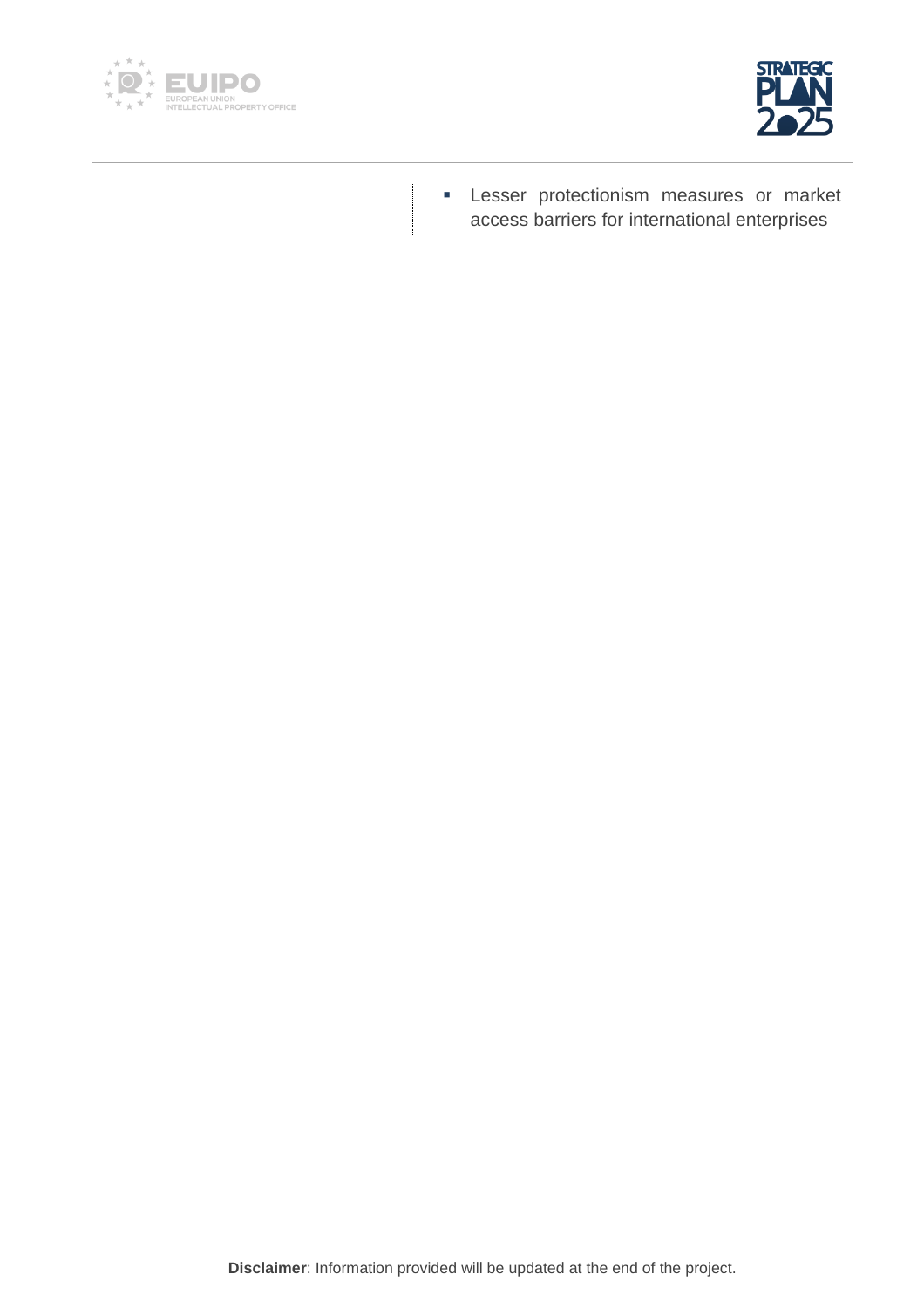- Lesser protectionism measures or market access barriers for international enterprises

**Disclaimer**: Information provided will be updated at the end of the project.